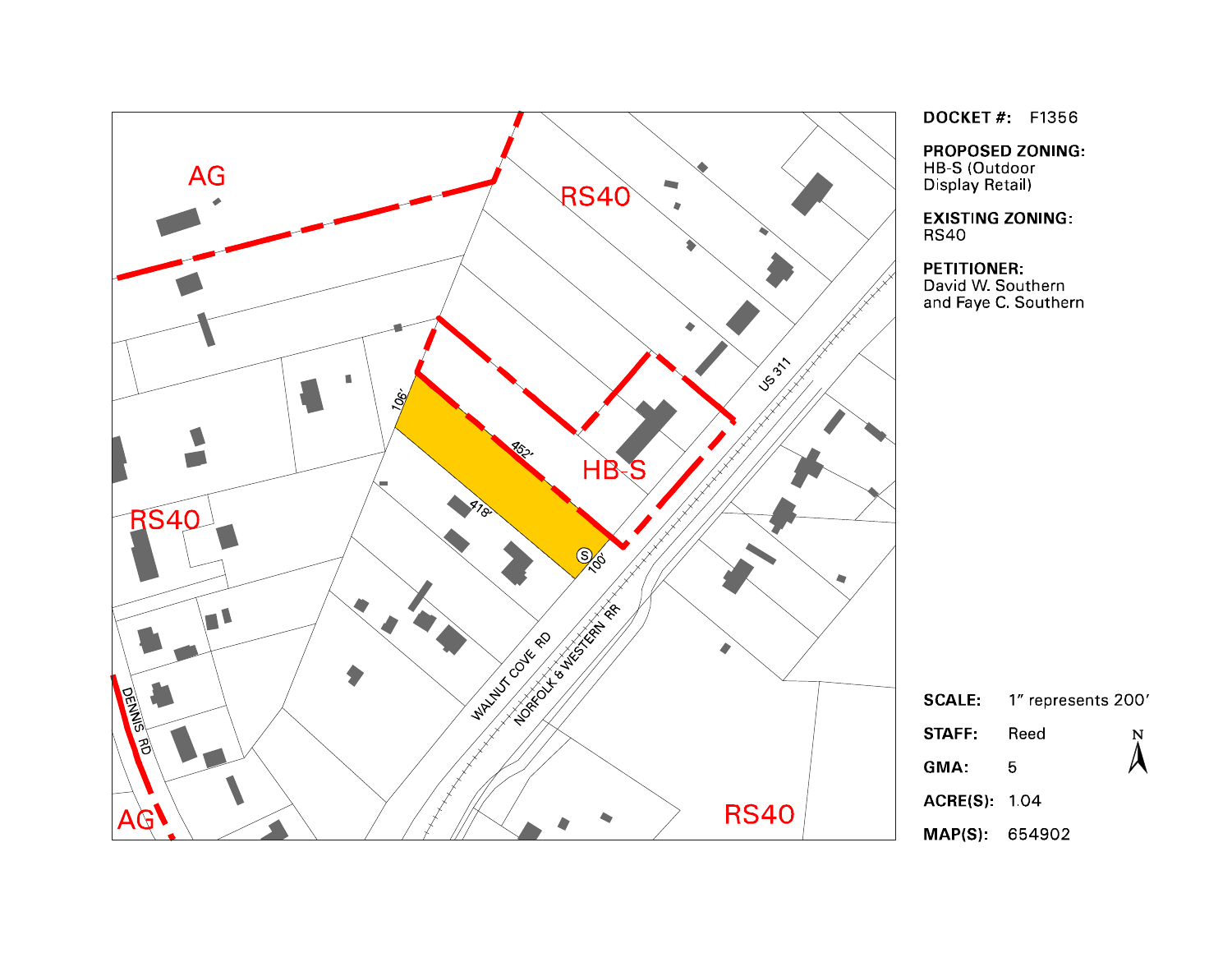AG

RS40

RS40

HB-S

RS40

AG

106'

452'

418'

100'

US 311

WALNUT COVE RD

NORFOLK & WESTERN RR

DENNIS RD

**DOCKET #:** F1356

**PROPOSED ZONING:**
HB-S (Outdoor Display Retail)

**EXISTING ZONING:**
RS40

**PETITIONER:**
David W. Southern and Faye C. Southern

**SCALE:** 1" represents 200'

**STAFF:** Reed

**GMA:** 5

**ACRE(S):** 1.04

**MAP(S):** 654902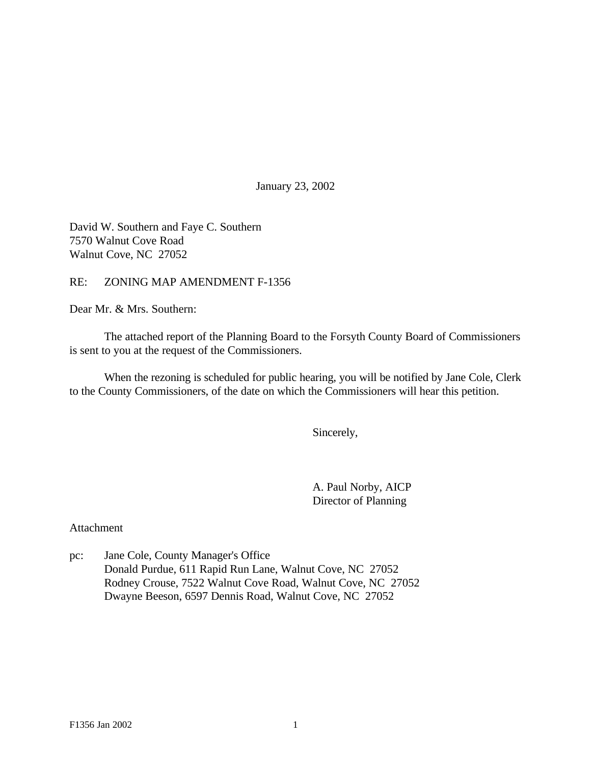January 23, 2002

David W. Southern and Faye C. Southern
7570 Walnut Cove Road
Walnut Cove, NC  27052

RE:  ZONING MAP AMENDMENT F-1356

Dear Mr. & Mrs. Southern:

The attached report of the Planning Board to the Forsyth County Board of Commissioners is sent to you at the request of the Commissioners.

When the rezoning is scheduled for public hearing, you will be notified by Jane Cole, Clerk to the County Commissioners, of the date on which the Commissioners will hear this petition.

Sincerely,

A. Paul Norby, AICP
Director of Planning

Attachment

pc: Jane Cole, County Manager's Office
Donald Purdue, 611 Rapid Run Lane, Walnut Cove, NC  27052
Rodney Crouse, 7522 Walnut Cove Road, Walnut Cove, NC  27052
Dwayne Beeson, 6597 Dennis Road, Walnut Cove, NC  27052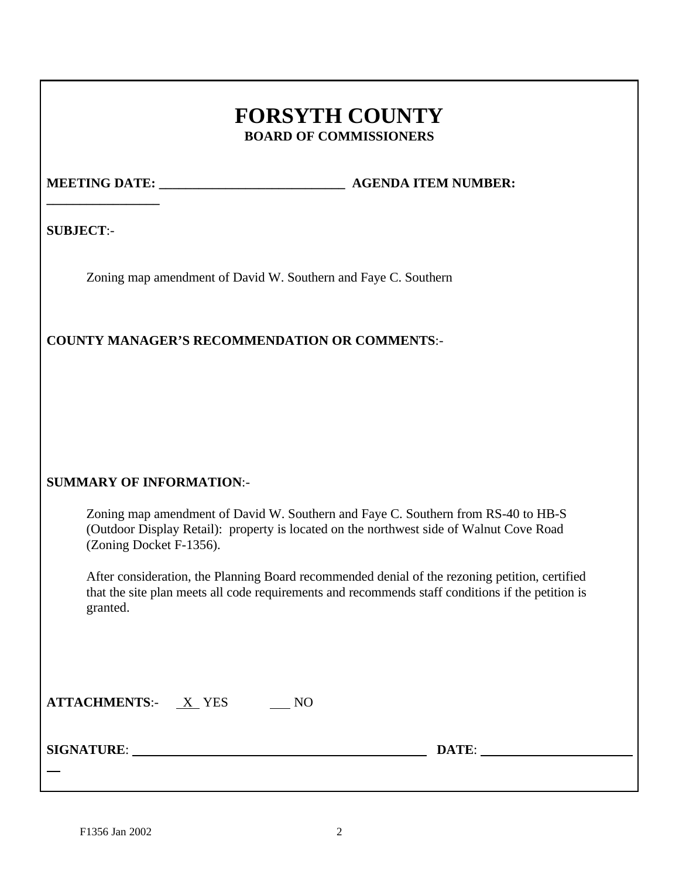# FORSYTH COUNTY

## BOARD OF COMMISSIONERS

**MEETING DATE:** ___________________________ **AGENDA ITEM NUMBER:** _________________

**SUBJECT**:-

Zoning map amendment of David W. Southern and Faye C. Southern

**COUNTY MANAGER'S RECOMMENDATION OR COMMENTS**:-

**SUMMARY OF INFORMATION**:-

Zoning map amendment of David W. Southern and Faye C. Southern from RS-40 to HB-S (Outdoor Display Retail): property is located on the northwest side of Walnut Cove Road (Zoning Docket F-1356).

After consideration, the Planning Board recommended denial of the rezoning petition, certified that the site plan meets all code requirements and recommends staff conditions if the petition is granted.

**ATTACHMENTS**:- X YES ___ NO

**SIGNATURE**: _______________________________________________ **DATE**: ________________________

F1356 Jan 2002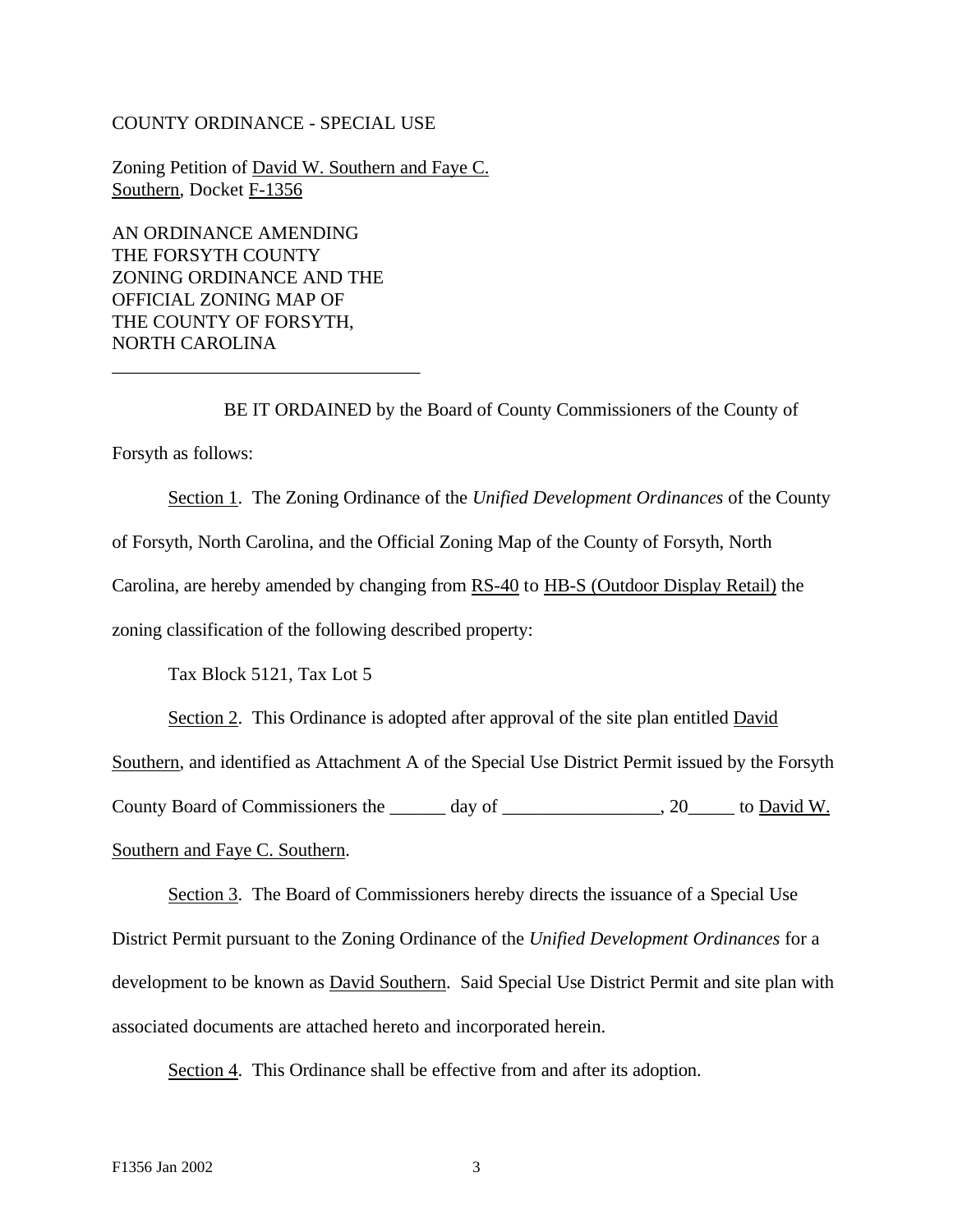COUNTY ORDINANCE - SPECIAL USE

Zoning Petition of David W. Southern and Faye C. Southern, Docket F-1356

AN ORDINANCE AMENDING
THE FORSYTH COUNTY
ZONING ORDINANCE AND THE
OFFICIAL ZONING MAP OF
THE COUNTY OF FORSYTH,
NORTH CAROLINA

---

BE IT ORDAINED by the Board of County Commissioners of the County of Forsyth as follows:

Section 1. The Zoning Ordinance of the *Unified Development Ordinances* of the County of Forsyth, North Carolina, and the Official Zoning Map of the County of Forsyth, North Carolina, are hereby amended by changing from RS-40 to HB-S (Outdoor Display Retail) the zoning classification of the following described property:

Tax Block 5121, Tax Lot 5

Section 2. This Ordinance is adopted after approval of the site plan entitled David Southern, and identified as Attachment A of the Special Use District Permit issued by the Forsyth County Board of Commissioners the ______ day of _________________, 20_____ to David W. Southern and Faye C. Southern.

Section 3. The Board of Commissioners hereby directs the issuance of a Special Use District Permit pursuant to the Zoning Ordinance of the *Unified Development Ordinances* for a development to be known as David Southern. Said Special Use District Permit and site plan with associated documents are attached hereto and incorporated herein.

Section 4. This Ordinance shall be effective from and after its adoption.

F1356 Jan 2002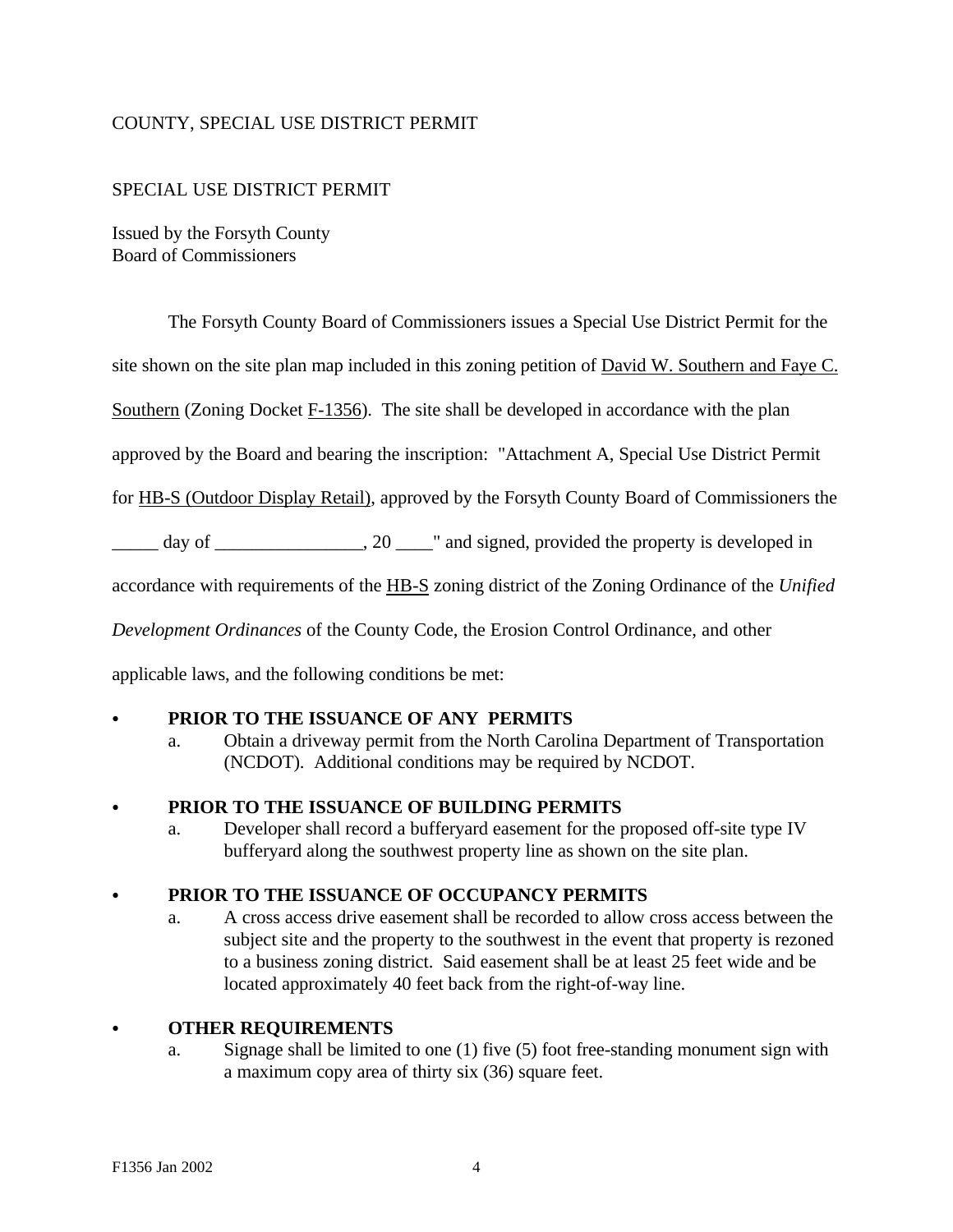COUNTY, SPECIAL USE DISTRICT PERMIT

SPECIAL USE DISTRICT PERMIT

Issued by the Forsyth County
Board of Commissioners

The Forsyth County Board of Commissioners issues a Special Use District Permit for the site shown on the site plan map included in this zoning petition of David W. Southern and Faye C. Southern (Zoning Docket F-1356). The site shall be developed in accordance with the plan approved by the Board and bearing the inscription: "Attachment A, Special Use District Permit for HB-S (Outdoor Display Retail), approved by the Forsyth County Board of Commissioners the _____ day of ________________, 20 ____" and signed, provided the property is developed in accordance with requirements of the HB-S zoning district of the Zoning Ordinance of the *Unified Development Ordinances* of the County Code, the Erosion Control Ordinance, and other applicable laws, and the following conditions be met:

- **PRIOR TO THE ISSUANCE OF ANY PERMITS**
  a. Obtain a driveway permit from the North Carolina Department of Transportation (NCDOT). Additional conditions may be required by NCDOT.

- **PRIOR TO THE ISSUANCE OF BUILDING PERMITS**
  a. Developer shall record a bufferyard easement for the proposed off-site type IV bufferyard along the southwest property line as shown on the site plan.

- **PRIOR TO THE ISSUANCE OF OCCUPANCY PERMITS**
  a. A cross access drive easement shall be recorded to allow cross access between the subject site and the property to the southwest in the event that property is rezoned to a business zoning district. Said easement shall be at least 25 feet wide and be located approximately 40 feet back from the right-of-way line.

- **OTHER REQUIREMENTS**
  a. Signage shall be limited to one (1) five (5) foot free-standing monument sign with a maximum copy area of thirty six (36) square feet.

F1356 Jan 2002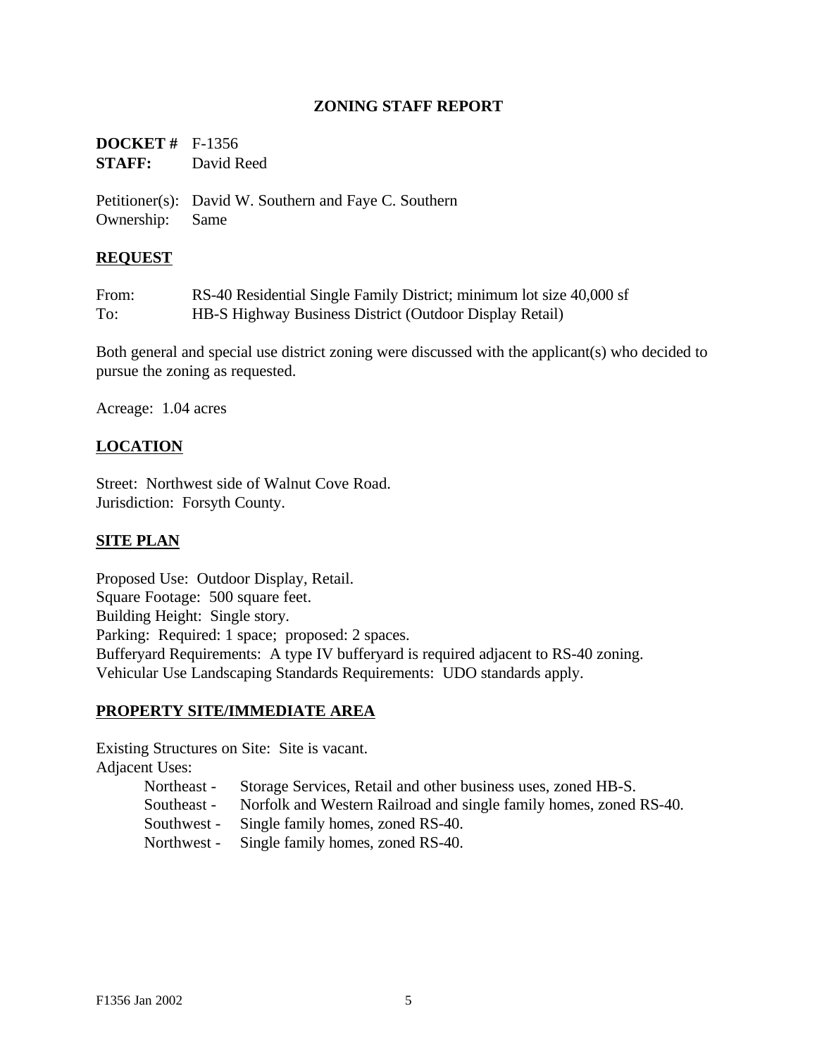# ZONING STAFF REPORT

**DOCKET #** F-1356
**STAFF:** David Reed

Petitioner(s): David W. Southern and Faye C. Southern
Ownership: Same

## REQUEST

From: RS-40 Residential Single Family District; minimum lot size 40,000 sf
To: HB-S Highway Business District (Outdoor Display Retail)

Both general and special use district zoning were discussed with the applicant(s) who decided to pursue the zoning as requested.

Acreage: 1.04 acres

## LOCATION

Street: Northwest side of Walnut Cove Road.
Jurisdiction: Forsyth County.

## SITE PLAN

Proposed Use: Outdoor Display, Retail.
Square Footage: 500 square feet.
Building Height: Single story.
Parking: Required: 1 space; proposed: 2 spaces.
Bufferyard Requirements: A type IV bufferyard is required adjacent to RS-40 zoning.
Vehicular Use Landscaping Standards Requirements: UDO standards apply.

## PROPERTY SITE/IMMEDIATE AREA

Existing Structures on Site: Site is vacant.
Adjacent Uses:

- Northeast - Storage Services, Retail and other business uses, zoned HB-S.
- Southeast - Norfolk and Western Railroad and single family homes, zoned RS-40.
- Southwest - Single family homes, zoned RS-40.
- Northwest - Single family homes, zoned RS-40.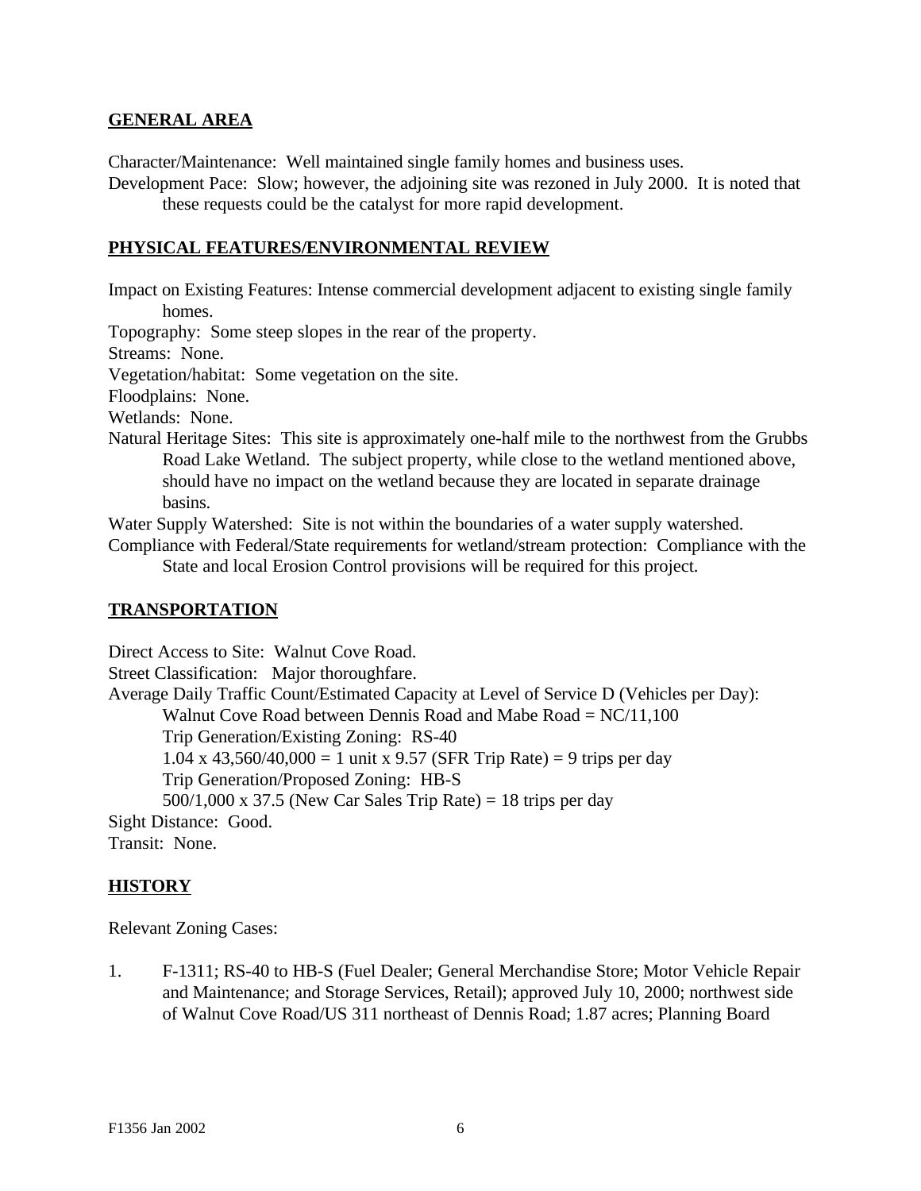## GENERAL AREA

Character/Maintenance: Well maintained single family homes and business uses.

Development Pace: Slow; however, the adjoining site was rezoned in July 2000. It is noted that these requests could be the catalyst for more rapid development.

## PHYSICAL FEATURES/ENVIRONMENTAL REVIEW

Impact on Existing Features: Intense commercial development adjacent to existing single family homes.

Topography: Some steep slopes in the rear of the property.

Streams: None.

Vegetation/habitat: Some vegetation on the site.

Floodplains: None.

Wetlands: None.

Natural Heritage Sites: This site is approximately one-half mile to the northwest from the Grubbs Road Lake Wetland. The subject property, while close to the wetland mentioned above, should have no impact on the wetland because they are located in separate drainage basins.

Water Supply Watershed: Site is not within the boundaries of a water supply watershed.

Compliance with Federal/State requirements for wetland/stream protection: Compliance with the State and local Erosion Control provisions will be required for this project.

## TRANSPORTATION

Direct Access to Site: Walnut Cove Road.

Street Classification: Major thoroughfare.

Average Daily Traffic Count/Estimated Capacity at Level of Service D (Vehicles per Day):

Walnut Cove Road between Dennis Road and Mabe Road = NC/11,100

Trip Generation/Existing Zoning: RS-40

1.04 x 43,560/40,000 = 1 unit x 9.57 (SFR Trip Rate) = 9 trips per day

Trip Generation/Proposed Zoning: HB-S

500/1,000 x 37.5 (New Car Sales Trip Rate) = 18 trips per day

Sight Distance: Good.

Transit: None.

## HISTORY

Relevant Zoning Cases:

1. F-1311; RS-40 to HB-S (Fuel Dealer; General Merchandise Store; Motor Vehicle Repair and Maintenance; and Storage Services, Retail); approved July 10, 2000; northwest side of Walnut Cove Road/US 311 northeast of Dennis Road; 1.87 acres; Planning Board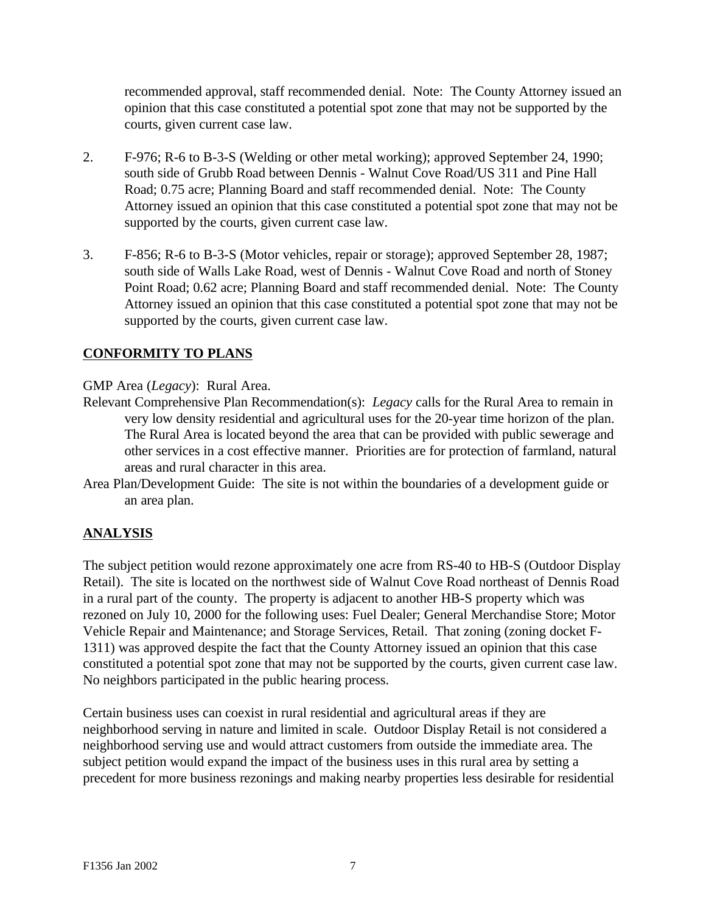recommended approval, staff recommended denial. Note: The County Attorney issued an opinion that this case constituted a potential spot zone that may not be supported by the courts, given current case law.

2. F-976; R-6 to B-3-S (Welding or other metal working); approved September 24, 1990; south side of Grubb Road between Dennis - Walnut Cove Road/US 311 and Pine Hall Road; 0.75 acre; Planning Board and staff recommended denial. Note: The County Attorney issued an opinion that this case constituted a potential spot zone that may not be supported by the courts, given current case law.

3. F-856; R-6 to B-3-S (Motor vehicles, repair or storage); approved September 28, 1987; south side of Walls Lake Road, west of Dennis - Walnut Cove Road and north of Stoney Point Road; 0.62 acre; Planning Board and staff recommended denial. Note: The County Attorney issued an opinion that this case constituted a potential spot zone that may not be supported by the courts, given current case law.

## CONFORMITY TO PLANS

GMP Area (*Legacy*): Rural Area.

Relevant Comprehensive Plan Recommendation(s): *Legacy* calls for the Rural Area to remain in very low density residential and agricultural uses for the 20-year time horizon of the plan. The Rural Area is located beyond the area that can be provided with public sewerage and other services in a cost effective manner. Priorities are for protection of farmland, natural areas and rural character in this area.

Area Plan/Development Guide: The site is not within the boundaries of a development guide or an area plan.

## ANALYSIS

The subject petition would rezone approximately one acre from RS-40 to HB-S (Outdoor Display Retail). The site is located on the northwest side of Walnut Cove Road northeast of Dennis Road in a rural part of the county. The property is adjacent to another HB-S property which was rezoned on July 10, 2000 for the following uses: Fuel Dealer; General Merchandise Store; Motor Vehicle Repair and Maintenance; and Storage Services, Retail. That zoning (zoning docket F-1311) was approved despite the fact that the County Attorney issued an opinion that this case constituted a potential spot zone that may not be supported by the courts, given current case law. No neighbors participated in the public hearing process.

Certain business uses can coexist in rural residential and agricultural areas if they are neighborhood serving in nature and limited in scale. Outdoor Display Retail is not considered a neighborhood serving use and would attract customers from outside the immediate area. The subject petition would expand the impact of the business uses in this rural area by setting a precedent for more business rezonings and making nearby properties less desirable for residential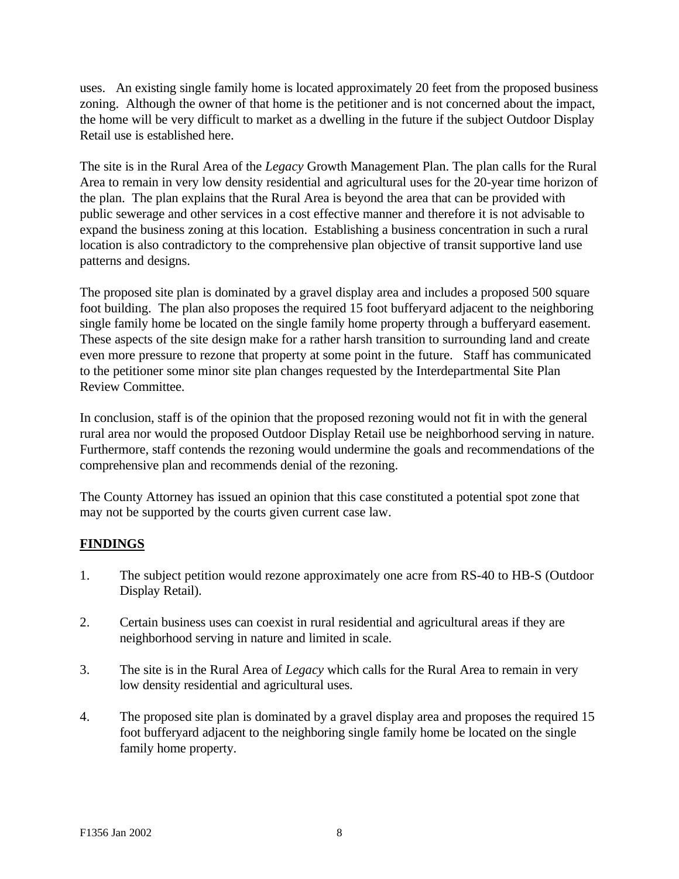uses. An existing single family home is located approximately 20 feet from the proposed business zoning. Although the owner of that home is the petitioner and is not concerned about the impact, the home will be very difficult to market as a dwelling in the future if the subject Outdoor Display Retail use is established here.

The site is in the Rural Area of the *Legacy* Growth Management Plan. The plan calls for the Rural Area to remain in very low density residential and agricultural uses for the 20-year time horizon of the plan. The plan explains that the Rural Area is beyond the area that can be provided with public sewerage and other services in a cost effective manner and therefore it is not advisable to expand the business zoning at this location. Establishing a business concentration in such a rural location is also contradictory to the comprehensive plan objective of transit supportive land use patterns and designs.

The proposed site plan is dominated by a gravel display area and includes a proposed 500 square foot building. The plan also proposes the required 15 foot bufferyard adjacent to the neighboring single family home be located on the single family home property through a bufferyard easement. These aspects of the site design make for a rather harsh transition to surrounding land and create even more pressure to rezone that property at some point in the future. Staff has communicated to the petitioner some minor site plan changes requested by the Interdepartmental Site Plan Review Committee.

In conclusion, staff is of the opinion that the proposed rezoning would not fit in with the general rural area nor would the proposed Outdoor Display Retail use be neighborhood serving in nature. Furthermore, staff contends the rezoning would undermine the goals and recommendations of the comprehensive plan and recommends denial of the rezoning.

The County Attorney has issued an opinion that this case constituted a potential spot zone that may not be supported by the courts given current case law.

## FINDINGS

1. The subject petition would rezone approximately one acre from RS-40 to HB-S (Outdoor Display Retail).
2. Certain business uses can coexist in rural residential and agricultural areas if they are neighborhood serving in nature and limited in scale.
3. The site is in the Rural Area of *Legacy* which calls for the Rural Area to remain in very low density residential and agricultural uses.
4. The proposed site plan is dominated by a gravel display area and proposes the required 15 foot bufferyard adjacent to the neighboring single family home be located on the single family home property.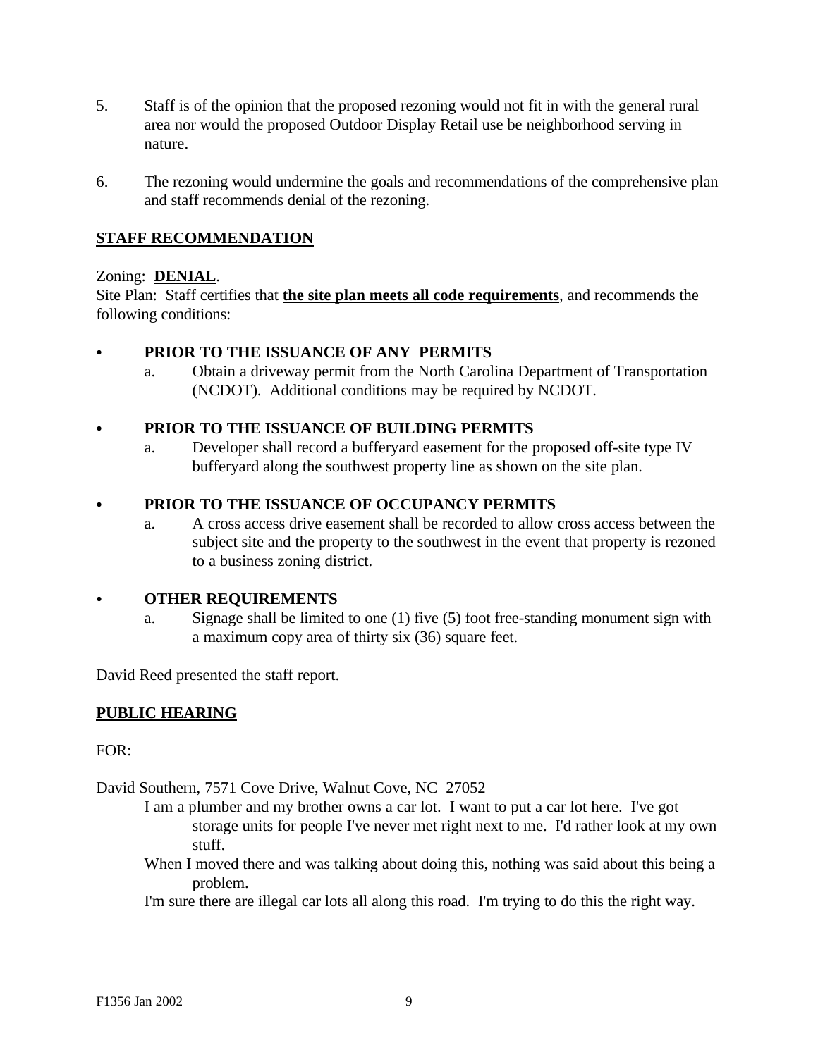5. Staff is of the opinion that the proposed rezoning would not fit in with the general rural area nor would the proposed Outdoor Display Retail use be neighborhood serving in nature.

6. The rezoning would undermine the goals and recommendations of the comprehensive plan and staff recommends denial of the rezoning.

## STAFF RECOMMENDATION

Zoning: **DENIAL**.
Site Plan: Staff certifies that **the site plan meets all code requirements**, and recommends the following conditions:

- **PRIOR TO THE ISSUANCE OF ANY PERMITS**
  a. Obtain a driveway permit from the North Carolina Department of Transportation (NCDOT). Additional conditions may be required by NCDOT.

- **PRIOR TO THE ISSUANCE OF BUILDING PERMITS**
  a. Developer shall record a bufferyard easement for the proposed off-site type IV bufferyard along the southwest property line as shown on the site plan.

- **PRIOR TO THE ISSUANCE OF OCCUPANCY PERMITS**
  a. A cross access drive easement shall be recorded to allow cross access between the subject site and the property to the southwest in the event that property is rezoned to a business zoning district.

- **OTHER REQUIREMENTS**
  a. Signage shall be limited to one (1) five (5) foot free-standing monument sign with a maximum copy area of thirty six (36) square feet.

David Reed presented the staff report.

## PUBLIC HEARING

FOR:

David Southern, 7571 Cove Drive, Walnut Cove, NC 27052

I am a plumber and my brother owns a car lot. I want to put a car lot here. I've got storage units for people I've never met right next to me. I'd rather look at my own stuff.

When I moved there and was talking about doing this, nothing was said about this being a problem.

I'm sure there are illegal car lots all along this road. I'm trying to do this the right way.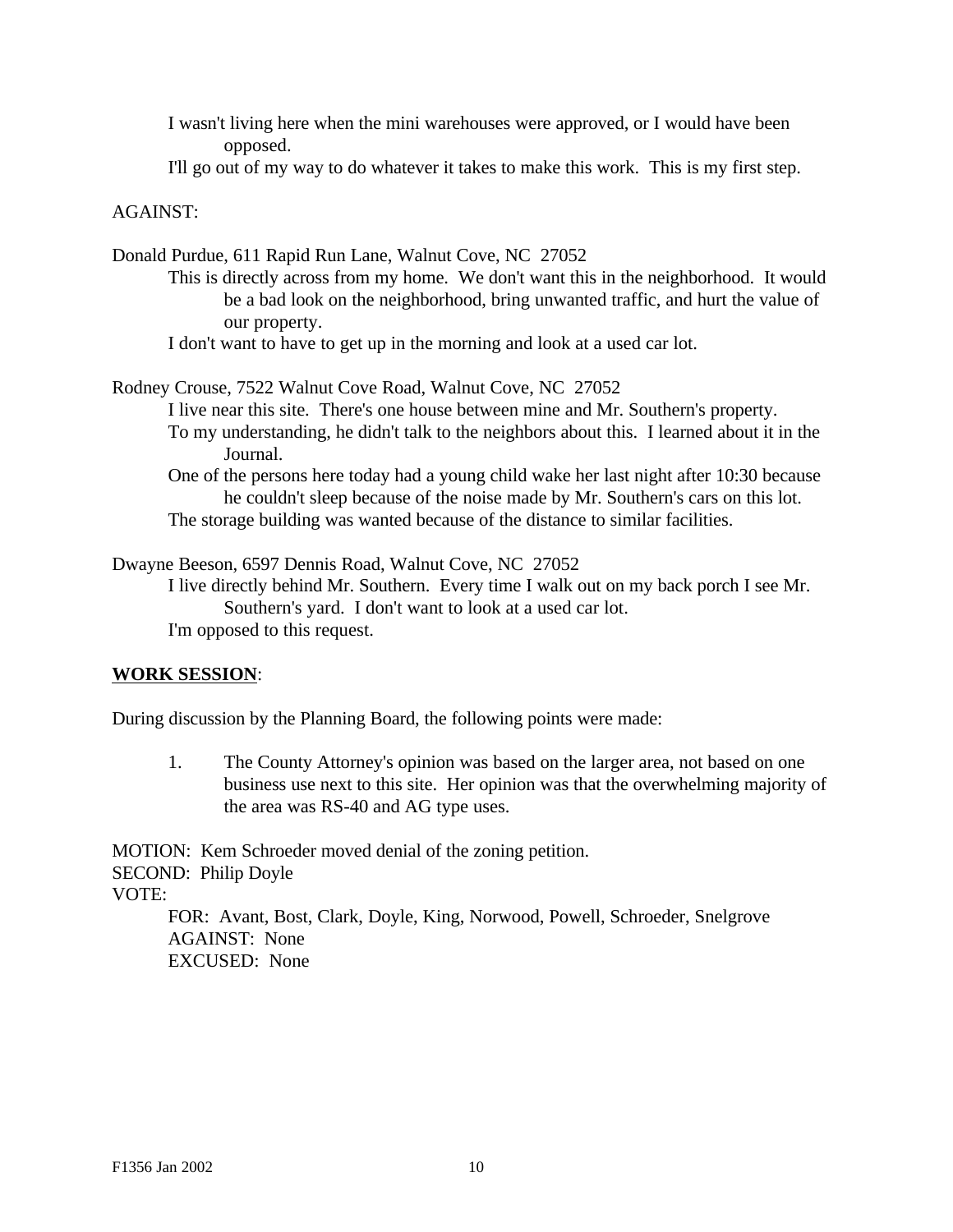I wasn't living here when the mini warehouses were approved, or I would have been opposed.

I'll go out of my way to do whatever it takes to make this work. This is my first step.

AGAINST:

Donald Purdue, 611 Rapid Run Lane, Walnut Cove, NC 27052

This is directly across from my home. We don't want this in the neighborhood. It would be a bad look on the neighborhood, bring unwanted traffic, and hurt the value of our property.

I don't want to have to get up in the morning and look at a used car lot.

Rodney Crouse, 7522 Walnut Cove Road, Walnut Cove, NC 27052

I live near this site. There's one house between mine and Mr. Southern's property.

To my understanding, he didn't talk to the neighbors about this. I learned about it in the Journal.

One of the persons here today had a young child wake her last night after 10:30 because he couldn't sleep because of the noise made by Mr. Southern's cars on this lot.

The storage building was wanted because of the distance to similar facilities.

Dwayne Beeson, 6597 Dennis Road, Walnut Cove, NC 27052

I live directly behind Mr. Southern. Every time I walk out on my back porch I see Mr. Southern's yard. I don't want to look at a used car lot.

I'm opposed to this request.

**WORK SESSION**:

During discussion by the Planning Board, the following points were made:

1. The County Attorney's opinion was based on the larger area, not based on one business use next to this site. Her opinion was that the overwhelming majority of the area was RS-40 and AG type uses.

MOTION: Kem Schroeder moved denial of the zoning petition.
SECOND: Philip Doyle
VOTE:

FOR: Avant, Bost, Clark, Doyle, King, Norwood, Powell, Schroeder, Snelgrove
AGAINST: None
EXCUSED: None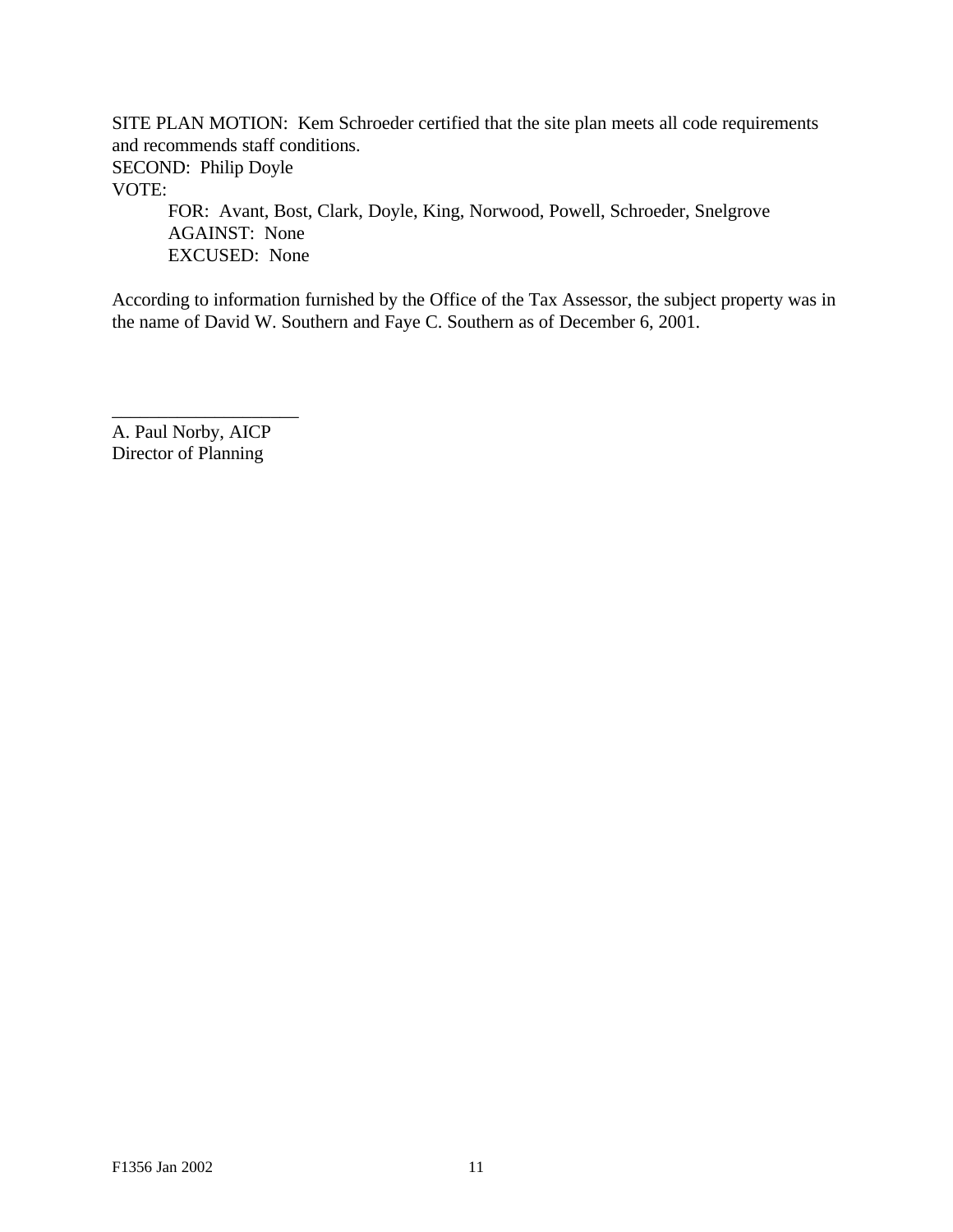SITE PLAN MOTION: Kem Schroeder certified that the site plan meets all code requirements and recommends staff conditions.
SECOND: Philip Doyle
VOTE:

FOR: Avant, Bost, Clark, Doyle, King, Norwood, Powell, Schroeder, Snelgrove
AGAINST: None
EXCUSED: None

According to information furnished by the Office of the Tax Assessor, the subject property was in the name of David W. Southern and Faye C. Southern as of December 6, 2001.

____________________
A. Paul Norby, AICP
Director of Planning